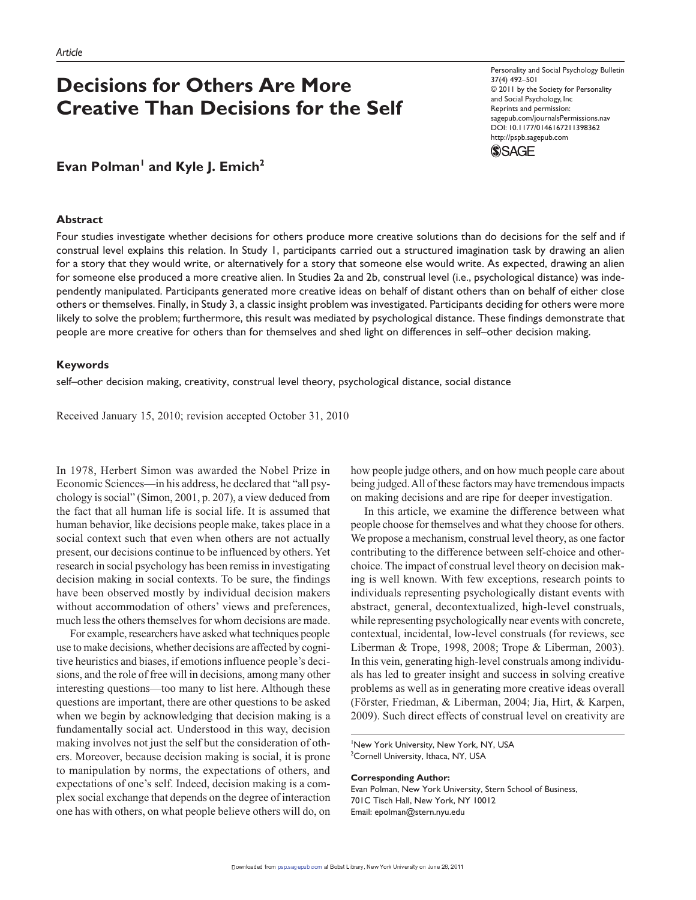Article

# Decisions for Others Are More Creative Than Decisions for the Self

Personality and Social Psychology Bulletin
37(4) 492–501
© 2011 by the Society for Personality and Social Psychology, Inc
Reprints and permission: sagepub.com/journalsPermissions.nav
DOI: 10.1177/0146167211398362
http://pspb.sagepub.com

**Evan Polman[1] and Kyle J. Emich[2]**

## Abstract

Four studies investigate whether decisions for others produce more creative solutions than do decisions for the self and if construal level explains this relation. In Study 1, participants carried out a structured imagination task by drawing an alien for a story that they would write, or alternatively for a story that someone else would write. As expected, drawing an alien for someone else produced a more creative alien. In Studies 2a and 2b, construal level (i.e., psychological distance) was independently manipulated. Participants generated more creative ideas on behalf of distant others than on behalf of either close others or themselves. Finally, in Study 3, a classic insight problem was investigated. Participants deciding for others were more likely to solve the problem; furthermore, this result was mediated by psychological distance. These findings demonstrate that people are more creative for others than for themselves and shed light on differences in self–other decision making.

## Keywords

self–other decision making, creativity, construal level theory, psychological distance, social distance

Received January 15, 2010; revision accepted October 31, 2010

In 1978, Herbert Simon was awarded the Nobel Prize in Economic Sciences—in his address, he declared that "all psychology is social" (Simon, 2001, p. 207), a view deduced from the fact that all human life is social life. It is assumed that human behavior, like decisions people make, takes place in a social context such that even when others are not actually present, our decisions continue to be influenced by others. Yet research in social psychology has been remiss in investigating decision making in social contexts. To be sure, the findings have been observed mostly by individual decision makers without accommodation of others' views and preferences, much less the others themselves for whom decisions are made.

For example, researchers have asked what techniques people use to make decisions, whether decisions are affected by cognitive heuristics and biases, if emotions influence people's decisions, and the role of free will in decisions, among many other interesting questions—too many to list here. Although these questions are important, there are other questions to be asked when we begin by acknowledging that decision making is a fundamentally social act. Understood in this way, decision making involves not just the self but the consideration of others. Moreover, because decision making is social, it is prone to manipulation by norms, the expectations of others, and expectations of one's self. Indeed, decision making is a complex social exchange that depends on the degree of interaction one has with others, on what people believe others will do, on how people judge others, and on how much people care about being judged. All of these factors may have tremendous impacts on making decisions and are ripe for deeper investigation.

In this article, we examine the difference between what people choose for themselves and what they choose for others. We propose a mechanism, construal level theory, as one factor contributing to the difference between self-choice and other-choice. The impact of construal level theory on decision making is well known. With few exceptions, research points to individuals representing psychologically distant events with abstract, general, decontextualized, high-level construals, while representing psychologically near events with concrete, contextual, incidental, low-level construals (for reviews, see Liberman & Trope, 1998, 2008; Trope & Liberman, 2003). In this vein, generating high-level construals among individuals has led to greater insight and success in solving creative problems as well as in generating more creative ideas overall (Förster, Friedman, & Liberman, 2004; Jia, Hirt, & Karpen, 2009). Such direct effects of construal level on creativity are

[1]New York University, New York, NY, USA
[2]Cornell University, Ithaca, NY, USA

**Corresponding Author:**
Evan Polman, New York University, Stern School of Business, 701C Tisch Hall, New York, NY 10012
Email: epolman@stern.nyu.edu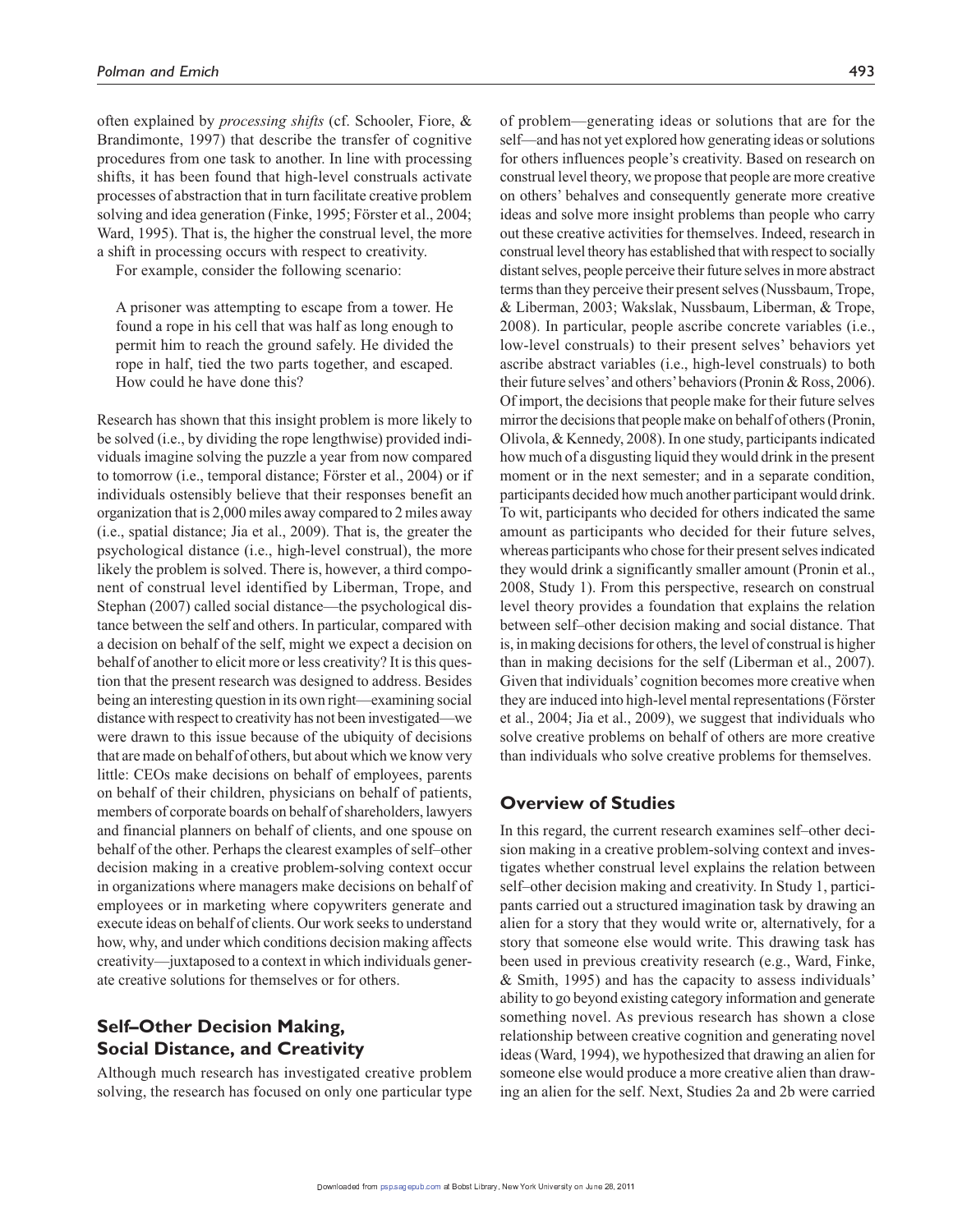often explained by *processing shifts* (cf. Schooler, Fiore, & Brandimonte, 1997) that describe the transfer of cognitive procedures from one task to another. In line with processing shifts, it has been found that high-level construals activate processes of abstraction that in turn facilitate creative problem solving and idea generation (Finke, 1995; Förster et al., 2004; Ward, 1995). That is, the higher the construal level, the more a shift in processing occurs with respect to creativity.

For example, consider the following scenario:

> A prisoner was attempting to escape from a tower. He found a rope in his cell that was half as long enough to permit him to reach the ground safely. He divided the rope in half, tied the two parts together, and escaped. How could he have done this?

Research has shown that this insight problem is more likely to be solved (i.e., by dividing the rope lengthwise) provided individuals imagine solving the puzzle a year from now compared to tomorrow (i.e., temporal distance; Förster et al., 2004) or if individuals ostensibly believe that their responses benefit an organization that is 2,000 miles away compared to 2 miles away (i.e., spatial distance; Jia et al., 2009). That is, the greater the psychological distance (i.e., high-level construal), the more likely the problem is solved. There is, however, a third component of construal level identified by Liberman, Trope, and Stephan (2007) called social distance—the psychological distance between the self and others. In particular, compared with a decision on behalf of the self, might we expect a decision on behalf of another to elicit more or less creativity? It is this question that the present research was designed to address. Besides being an interesting question in its own right—examining social distance with respect to creativity has not been investigated—we were drawn to this issue because of the ubiquity of decisions that are made on behalf of others, but about which we know very little: CEOs make decisions on behalf of employees, parents on behalf of their children, physicians on behalf of patients, members of corporate boards on behalf of shareholders, lawyers and financial planners on behalf of clients, and one spouse on behalf of the other. Perhaps the clearest examples of self–other decision making in a creative problem-solving context occur in organizations where managers make decisions on behalf of employees or in marketing where copywriters generate and execute ideas on behalf of clients. Our work seeks to understand how, why, and under which conditions decision making affects creativity—juxtaposed to a context in which individuals generate creative solutions for themselves or for others.

## Self–Other Decision Making, Social Distance, and Creativity

Although much research has investigated creative problem solving, the research has focused on only one particular type of problem—generating ideas or solutions that are for the self—and has not yet explored how generating ideas or solutions for others influences people's creativity. Based on research on construal level theory, we propose that people are more creative on others' behalves and consequently generate more creative ideas and solve more insight problems than people who carry out these creative activities for themselves. Indeed, research in construal level theory has established that with respect to socially distant selves, people perceive their future selves in more abstract terms than they perceive their present selves (Nussbaum, Trope, & Liberman, 2003; Wakslak, Nussbaum, Liberman, & Trope, 2008). In particular, people ascribe concrete variables (i.e., low-level construals) to their present selves' behaviors yet ascribe abstract variables (i.e., high-level construals) to both their future selves' and others' behaviors (Pronin & Ross, 2006). Of import, the decisions that people make for their future selves mirror the decisions that people make on behalf of others (Pronin, Olivola, & Kennedy, 2008). In one study, participants indicated how much of a disgusting liquid they would drink in the present moment or in the next semester; and in a separate condition, participants decided how much another participant would drink. To wit, participants who decided for others indicated the same amount as participants who decided for their future selves, whereas participants who chose for their present selves indicated they would drink a significantly smaller amount (Pronin et al., 2008, Study 1). From this perspective, research on construal level theory provides a foundation that explains the relation between self–other decision making and social distance. That is, in making decisions for others, the level of construal is higher than in making decisions for the self (Liberman et al., 2007). Given that individuals' cognition becomes more creative when they are induced into high-level mental representations (Förster et al., 2004; Jia et al., 2009), we suggest that individuals who solve creative problems on behalf of others are more creative than individuals who solve creative problems for themselves.

## Overview of Studies

In this regard, the current research examines self–other decision making in a creative problem-solving context and investigates whether construal level explains the relation between self–other decision making and creativity. In Study 1, participants carried out a structured imagination task by drawing an alien for a story that they would write or, alternatively, for a story that someone else would write. This drawing task has been used in previous creativity research (e.g., Ward, Finke, & Smith, 1995) and has the capacity to assess individuals' ability to go beyond existing category information and generate something novel. As previous research has shown a close relationship between creative cognition and generating novel ideas (Ward, 1994), we hypothesized that drawing an alien for someone else would produce a more creative alien than drawing an alien for the self. Next, Studies 2a and 2b were carried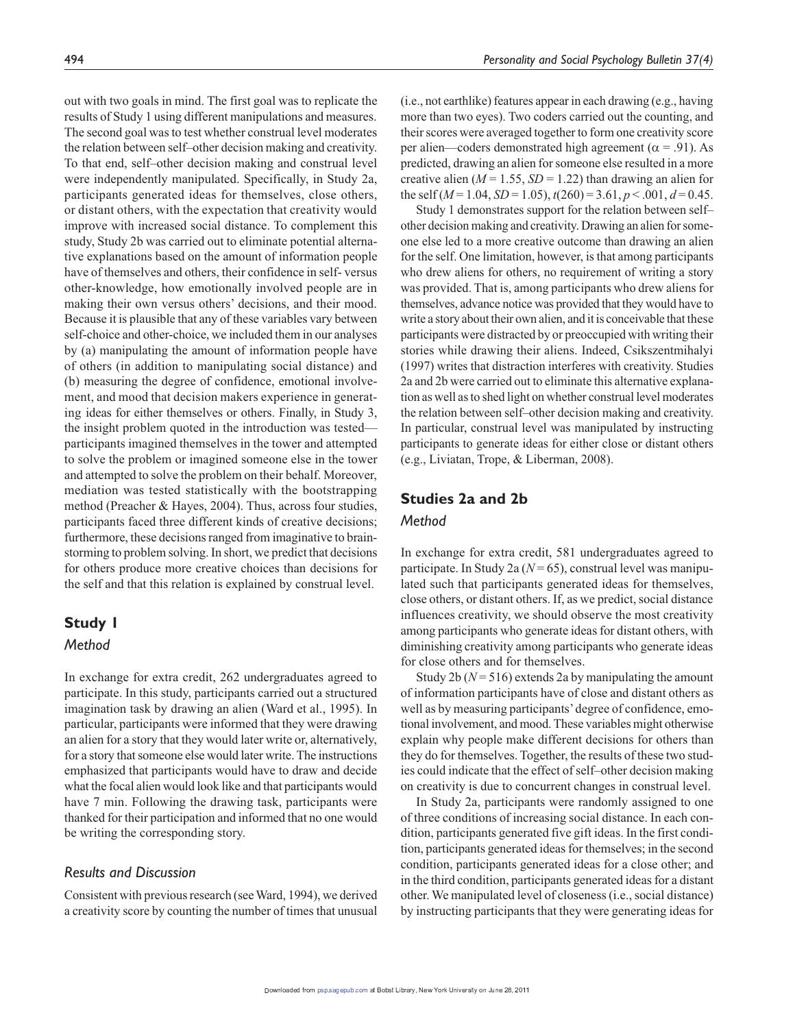out with two goals in mind. The first goal was to replicate the results of Study 1 using different manipulations and measures. The second goal was to test whether construal level moderates the relation between self–other decision making and creativity. To that end, self–other decision making and construal level were independently manipulated. Specifically, in Study 2a, participants generated ideas for themselves, close others, or distant others, with the expectation that creativity would improve with increased social distance. To complement this study, Study 2b was carried out to eliminate potential alternative explanations based on the amount of information people have of themselves and others, their confidence in self- versus other-knowledge, how emotionally involved people are in making their own versus others' decisions, and their mood. Because it is plausible that any of these variables vary between self-choice and other-choice, we included them in our analyses by (a) manipulating the amount of information people have of others (in addition to manipulating social distance) and (b) measuring the degree of confidence, emotional involvement, and mood that decision makers experience in generating ideas for either themselves or others. Finally, in Study 3, the insight problem quoted in the introduction was tested—participants imagined themselves in the tower and attempted to solve the problem or imagined someone else in the tower and attempted to solve the problem on their behalf. Moreover, mediation was tested statistically with the bootstrapping method (Preacher & Hayes, 2004). Thus, across four studies, participants faced three different kinds of creative decisions; furthermore, these decisions ranged from imaginative to brainstorming to problem solving. In short, we predict that decisions for others produce more creative choices than decisions for the self and that this relation is explained by construal level.

## Study 1

### Method

In exchange for extra credit, 262 undergraduates agreed to participate. In this study, participants carried out a structured imagination task by drawing an alien (Ward et al., 1995). In particular, participants were informed that they were drawing an alien for a story that they would later write or, alternatively, for a story that someone else would later write. The instructions emphasized that participants would have to draw and decide what the focal alien would look like and that participants would have 7 min. Following the drawing task, participants were thanked for their participation and informed that no one would be writing the corresponding story.

### Results and Discussion

Consistent with previous research (see Ward, 1994), we derived a creativity score by counting the number of times that unusual (i.e., not earthlike) features appear in each drawing (e.g., having more than two eyes). Two coders carried out the counting, and their scores were averaged together to form one creativity score per alien—coders demonstrated high agreement ($\alpha$ = .91). As predicted, drawing an alien for someone else resulted in a more creative alien ($M$ = 1.55, $SD$ = 1.22) than drawing an alien for the self ($M$ = 1.04, $SD$ = 1.05), $t(260)$ = 3.61, $p$ < .001, $d$ = 0.45.

Study 1 demonstrates support for the relation between self–other decision making and creativity. Drawing an alien for someone else led to a more creative outcome than drawing an alien for the self. One limitation, however, is that among participants who drew aliens for others, no requirement of writing a story was provided. That is, among participants who drew aliens for themselves, advance notice was provided that they would have to write a story about their own alien, and it is conceivable that these participants were distracted by or preoccupied with writing their stories while drawing their aliens. Indeed, Csikszentmihalyi (1997) writes that distraction interferes with creativity. Studies 2a and 2b were carried out to eliminate this alternative explanation as well as to shed light on whether construal level moderates the relation between self–other decision making and creativity. In particular, construal level was manipulated by instructing participants to generate ideas for either close or distant others (e.g., Liviatan, Trope, & Liberman, 2008).

## Studies 2a and 2b

### Method

In exchange for extra credit, 581 undergraduates agreed to participate. In Study 2a ($N$ = 65), construal level was manipulated such that participants generated ideas for themselves, close others, or distant others. If, as we predict, social distance influences creativity, we should observe the most creativity among participants who generate ideas for distant others, with diminishing creativity among participants who generate ideas for close others and for themselves.

Study 2b ($N$ = 516) extends 2a by manipulating the amount of information participants have of close and distant others as well as by measuring participants' degree of confidence, emotional involvement, and mood. These variables might otherwise explain why people make different decisions for others than they do for themselves. Together, the results of these two studies could indicate that the effect of self–other decision making on creativity is due to concurrent changes in construal level.

In Study 2a, participants were randomly assigned to one of three conditions of increasing social distance. In each condition, participants generated five gift ideas. In the first condition, participants generated ideas for themselves; in the second condition, participants generated ideas for a close other; and in the third condition, participants generated ideas for a distant other. We manipulated level of closeness (i.e., social distance) by instructing participants that they were generating ideas for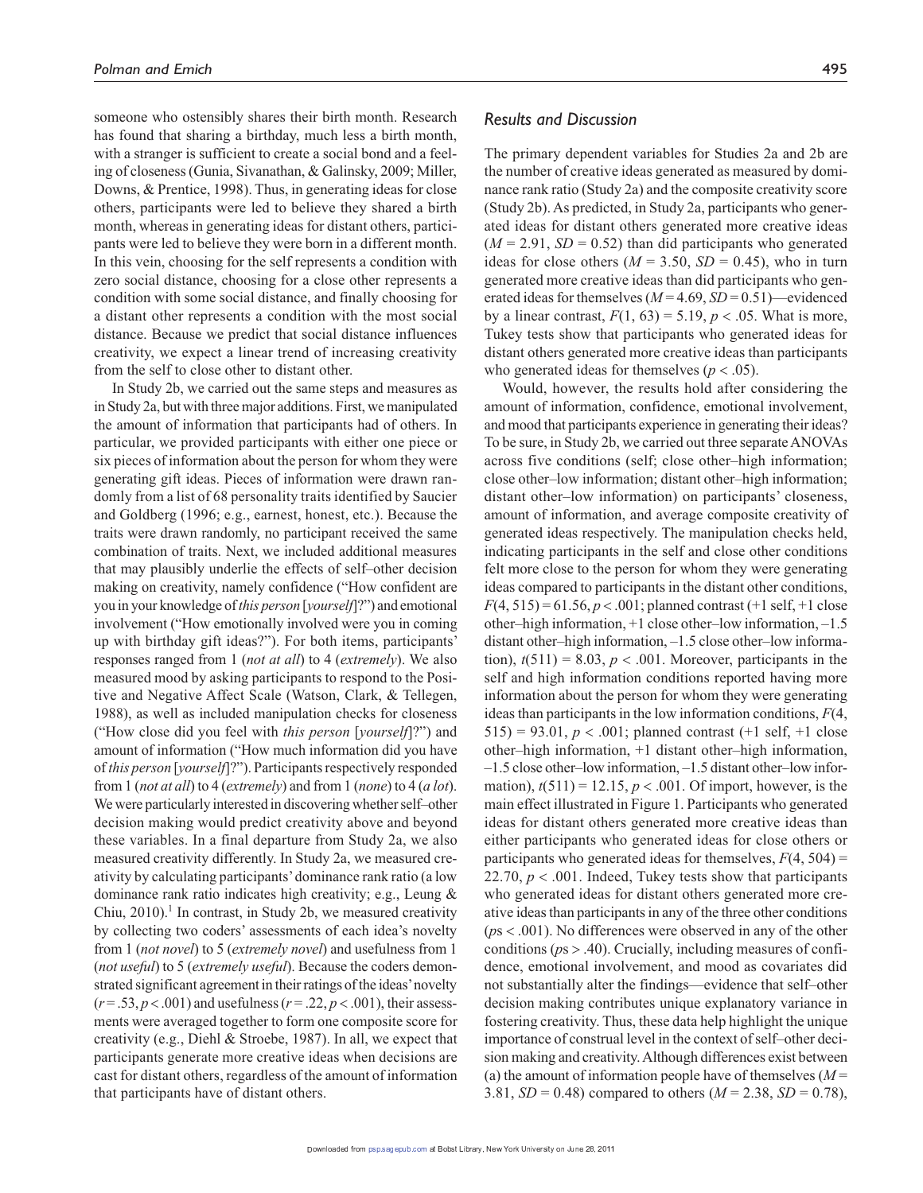someone who ostensibly shares their birth month. Research has found that sharing a birthday, much less a birth month, with a stranger is sufficient to create a social bond and a feeling of closeness (Gunia, Sivanathan, & Galinsky, 2009; Miller, Downs, & Prentice, 1998). Thus, in generating ideas for close others, participants were led to believe they shared a birth month, whereas in generating ideas for distant others, participants were led to believe they were born in a different month. In this vein, choosing for the self represents a condition with zero social distance, choosing for a close other represents a condition with some social distance, and finally choosing for a distant other represents a condition with the most social distance. Because we predict that social distance influences creativity, we expect a linear trend of increasing creativity from the self to close other to distant other.

In Study 2b, we carried out the same steps and measures as in Study 2a, but with three major additions. First, we manipulated the amount of information that participants had of others. In particular, we provided participants with either one piece or six pieces of information about the person for whom they were generating gift ideas. Pieces of information were drawn randomly from a list of 68 personality traits identified by Saucier and Goldberg (1996; e.g., earnest, honest, etc.). Because the traits were drawn randomly, no participant received the same combination of traits. Next, we included additional measures that may plausibly underlie the effects of self–other decision making on creativity, namely confidence ("How confident are you in your knowledge of *this person* [*yourself*]?") and emotional involvement ("How emotionally involved were you in coming up with birthday gift ideas?"). For both items, participants' responses ranged from 1 (*not at all*) to 4 (*extremely*). We also measured mood by asking participants to respond to the Positive and Negative Affect Scale (Watson, Clark, & Tellegen, 1988), as well as included manipulation checks for closeness ("How close did you feel with *this person* [*yourself*]?") and amount of information ("How much information did you have of *this person* [*yourself*]?"). Participants respectively responded from 1 (*not at all*) to 4 (*extremely*) and from 1 (*none*) to 4 (*a lot*). We were particularly interested in discovering whether self–other decision making would predict creativity above and beyond these variables. In a final departure from Study 2a, we also measured creativity differently. In Study 2a, we measured creativity by calculating participants' dominance rank ratio (a low dominance rank ratio indicates high creativity; e.g., Leung & Chiu, 2010).[1] In contrast, in Study 2b, we measured creativity by collecting two coders' assessments of each idea's novelty from 1 (*not novel*) to 5 (*extremely novel*) and usefulness from 1 (*not useful*) to 5 (*extremely useful*). Because the coders demonstrated significant agreement in their ratings of the ideas' novelty ($r = .53, p < .001$) and usefulness ($r = .22, p < .001$), their assessments were averaged together to form one composite score for creativity (e.g., Diehl & Stroebe, 1987). In all, we expect that participants generate more creative ideas when decisions are cast for distant others, regardless of the amount of information that participants have of distant others.

## Results and Discussion

The primary dependent variables for Studies 2a and 2b are the number of creative ideas generated as measured by dominance rank ratio (Study 2a) and the composite creativity score (Study 2b). As predicted, in Study 2a, participants who generated ideas for distant others generated more creative ideas ($M = 2.91$, $SD = 0.52$) than did participants who generated ideas for close others ($M = 3.50$, $SD = 0.45$), who in turn generated more creative ideas than did participants who generated ideas for themselves ($M = 4.69$, $SD = 0.51$)—evidenced by a linear contrast, $F(1, 63) = 5.19$, $p < .05$. What is more, Tukey tests show that participants who generated ideas for distant others generated more creative ideas than participants who generated ideas for themselves ($p < .05$).

Would, however, the results hold after considering the amount of information, confidence, emotional involvement, and mood that participants experience in generating their ideas? To be sure, in Study 2b, we carried out three separate ANOVAs across five conditions (self; close other–high information; close other–low information; distant other–high information; distant other–low information) on participants' closeness, amount of information, and average composite creativity of generated ideas respectively. The manipulation checks held, indicating participants in the self and close other conditions felt more close to the person for whom they were generating ideas compared to participants in the distant other conditions, $F(4, 515) = 61.56$, $p < .001$; planned contrast (+1 self, +1 close other–high information, +1 close other–low information, –1.5 distant other–high information, –1.5 close other–low information), $t(511) = 8.03$, $p < .001$. Moreover, participants in the self and high information conditions reported having more information about the person for whom they were generating ideas than participants in the low information conditions, $F(4, 515) = 93.01$, $p < .001$; planned contrast (+1 self, +1 close other–high information, +1 distant other–high information, –1.5 close other–low information, –1.5 distant other–low information), $t(511) = 12.15$, $p < .001$. Of import, however, is the main effect illustrated in Figure 1. Participants who generated ideas for distant others generated more creative ideas than either participants who generated ideas for close others or participants who generated ideas for themselves, $F(4, 504) = 22.70$, $p < .001$. Indeed, Tukey tests show that participants who generated ideas for distant others generated more creative ideas than participants in any of the three other conditions ($p$s $< .001$). No differences were observed in any of the other conditions ($p$s $> .40$). Crucially, including measures of confidence, emotional involvement, and mood as covariates did not substantially alter the findings—evidence that self–other decision making contributes unique explanatory variance in fostering creativity. Thus, these data help highlight the unique importance of construal level in the context of self–other decision making and creativity. Although differences exist between (a) the amount of information people have of themselves ($M = 3.81$, $SD = 0.48$) compared to others ($M = 2.38$, $SD = 0.78$),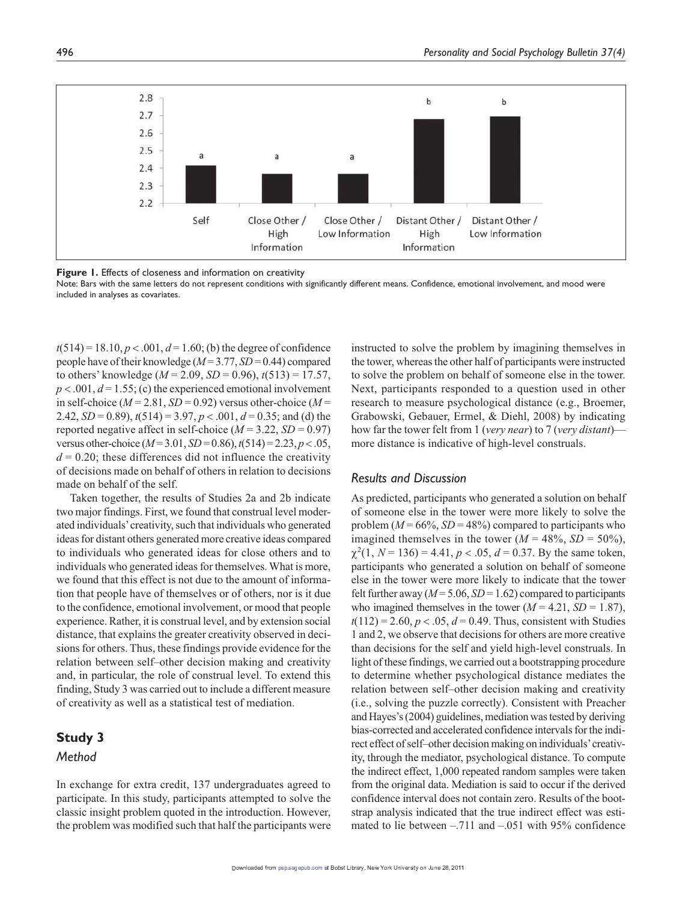**Figure 1.** Effects of closeness and information on creativity

Note: Bars with the same letters do not represent conditions with significantly different means. Confidence, emotional involvement, and mood were included in analyses as covariates.

$t(514) = 18.10$, $p < .001$, $d = 1.60$; (b) the degree of confidence people have of their knowledge ($M = 3.77$, $SD = 0.44$) compared to others' knowledge ($M = 2.09$, $SD = 0.96$), $t(513) = 17.57$, $p < .001$, $d = 1.55$; (c) the experienced emotional involvement in self-choice ($M = 2.81$, $SD = 0.92$) versus other-choice ($M = 2.42$, $SD = 0.89$), $t(514) = 3.97$, $p < .001$, $d = 0.35$; and (d) the reported negative affect in self-choice ($M = 3.22$, $SD = 0.97$) versus other-choice ($M = 3.01$, $SD = 0.86$), $t(514) = 2.23$, $p < .05$, $d = 0.20$; these differences did not influence the creativity of decisions made on behalf of others in relation to decisions made on behalf of the self.

Taken together, the results of Studies 2a and 2b indicate two major findings. First, we found that construal level moderated individuals' creativity, such that individuals who generated ideas for distant others generated more creative ideas compared to individuals who generated ideas for close others and to individuals who generated ideas for themselves. What is more, we found that this effect is not due to the amount of information that people have of themselves or of others, nor is it due to the confidence, emotional involvement, or mood that people experience. Rather, it is construal level, and by extension social distance, that explains the greater creativity observed in decisions for others. Thus, these findings provide evidence for the relation between self–other decision making and creativity and, in particular, the role of construal level. To extend this finding, Study 3 was carried out to include a different measure of creativity as well as a statistical test of mediation.

## Study 3

### Method

In exchange for extra credit, 137 undergraduates agreed to participate. In this study, participants attempted to solve the classic insight problem quoted in the introduction. However, the problem was modified such that half the participants were instructed to solve the problem by imagining themselves in the tower, whereas the other half of participants were instructed to solve the problem on behalf of someone else in the tower. Next, participants responded to a question used in other research to measure psychological distance (e.g., Broemer, Grabowski, Gebauer, Ermel, & Diehl, 2008) by indicating how far the tower felt from 1 (*very near*) to 7 (*very distant*)—more distance is indicative of high-level construals.

### Results and Discussion

As predicted, participants who generated a solution on behalf of someone else in the tower were more likely to solve the problem ($M = 66\%$, $SD = 48\%$) compared to participants who imagined themselves in the tower ($M = 48\%$, $SD = 50\%$), $\chi^2(1, N = 136) = 4.41$, $p < .05$, $d = 0.37$. By the same token, participants who generated a solution on behalf of someone else in the tower were more likely to indicate that the tower felt further away ($M = 5.06$, $SD = 1.62$) compared to participants who imagined themselves in the tower ($M = 4.21$, $SD = 1.87$), $t(112) = 2.60$, $p < .05$, $d = 0.49$. Thus, consistent with Studies 1 and 2, we observe that decisions for others are more creative than decisions for the self and yield high-level construals. In light of these findings, we carried out a bootstrapping procedure to determine whether psychological distance mediates the relation between self–other decision making and creativity (i.e., solving the puzzle correctly). Consistent with Preacher and Hayes's (2004) guidelines, mediation was tested by deriving bias-corrected and accelerated confidence intervals for the indirect effect of self–other decision making on individuals' creativity, through the mediator, psychological distance. To compute the indirect effect, 1,000 repeated random samples were taken from the original data. Mediation is said to occur if the derived confidence interval does not contain zero. Results of the bootstrap analysis indicated that the true indirect effect was estimated to lie between –.711 and –.051 with 95% confidence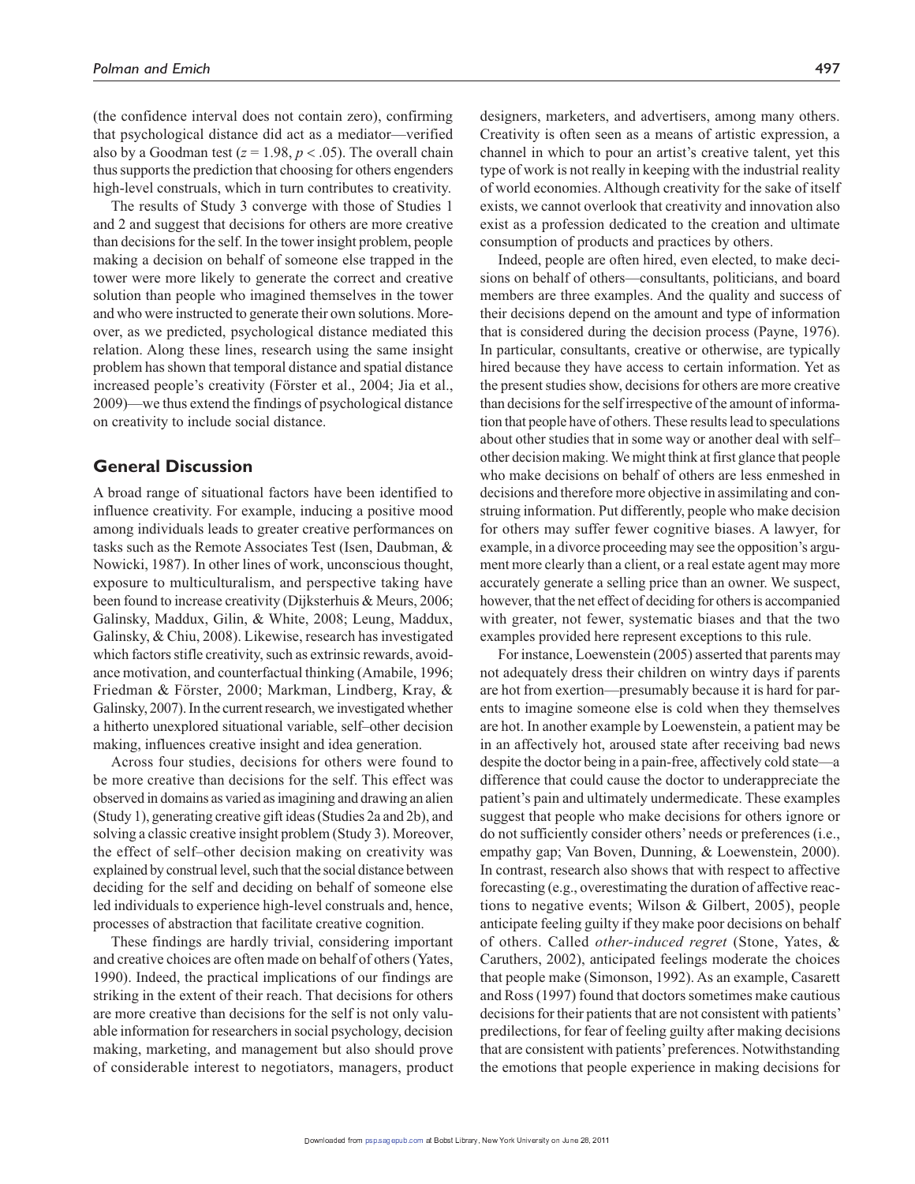(the confidence interval does not contain zero), confirming that psychological distance did act as a mediator—verified also by a Goodman test ($z = 1.98$, $p < .05$). The overall chain thus supports the prediction that choosing for others engenders high-level construals, which in turn contributes to creativity.

The results of Study 3 converge with those of Studies 1 and 2 and suggest that decisions for others are more creative than decisions for the self. In the tower insight problem, people making a decision on behalf of someone else trapped in the tower were more likely to generate the correct and creative solution than people who imagined themselves in the tower and who were instructed to generate their own solutions. Moreover, as we predicted, psychological distance mediated this relation. Along these lines, research using the same insight problem has shown that temporal distance and spatial distance increased people's creativity (Förster et al., 2004; Jia et al., 2009)—we thus extend the findings of psychological distance on creativity to include social distance.

## General Discussion

A broad range of situational factors have been identified to influence creativity. For example, inducing a positive mood among individuals leads to greater creative performances on tasks such as the Remote Associates Test (Isen, Daubman, & Nowicki, 1987). In other lines of work, unconscious thought, exposure to multiculturalism, and perspective taking have been found to increase creativity (Dijksterhuis & Meurs, 2006; Galinsky, Maddux, Gilin, & White, 2008; Leung, Maddux, Galinsky, & Chiu, 2008). Likewise, research has investigated which factors stifle creativity, such as extrinsic rewards, avoidance motivation, and counterfactual thinking (Amabile, 1996; Friedman & Förster, 2000; Markman, Lindberg, Kray, & Galinsky, 2007). In the current research, we investigated whether a hitherto unexplored situational variable, self–other decision making, influences creative insight and idea generation.

Across four studies, decisions for others were found to be more creative than decisions for the self. This effect was observed in domains as varied as imagining and drawing an alien (Study 1), generating creative gift ideas (Studies 2a and 2b), and solving a classic creative insight problem (Study 3). Moreover, the effect of self–other decision making on creativity was explained by construal level, such that the social distance between deciding for the self and deciding on behalf of someone else led individuals to experience high-level construals and, hence, processes of abstraction that facilitate creative cognition.

These findings are hardly trivial, considering important and creative choices are often made on behalf of others (Yates, 1990). Indeed, the practical implications of our findings are striking in the extent of their reach. That decisions for others are more creative than decisions for the self is not only valuable information for researchers in social psychology, decision making, marketing, and management but also should prove of considerable interest to negotiators, managers, product designers, marketers, and advertisers, among many others. Creativity is often seen as a means of artistic expression, a channel in which to pour an artist's creative talent, yet this type of work is not really in keeping with the industrial reality of world economies. Although creativity for the sake of itself exists, we cannot overlook that creativity and innovation also exist as a profession dedicated to the creation and ultimate consumption of products and practices by others.

Indeed, people are often hired, even elected, to make decisions on behalf of others—consultants, politicians, and board members are three examples. And the quality and success of their decisions depend on the amount and type of information that is considered during the decision process (Payne, 1976). In particular, consultants, creative or otherwise, are typically hired because they have access to certain information. Yet as the present studies show, decisions for others are more creative than decisions for the self irrespective of the amount of information that people have of others. These results lead to speculations about other studies that in some way or another deal with self–other decision making. We might think at first glance that people who make decisions on behalf of others are less enmeshed in decisions and therefore more objective in assimilating and construing information. Put differently, people who make decision for others may suffer fewer cognitive biases. A lawyer, for example, in a divorce proceeding may see the opposition's argument more clearly than a client, or a real estate agent may more accurately generate a selling price than an owner. We suspect, however, that the net effect of deciding for others is accompanied with greater, not fewer, systematic biases and that the two examples provided here represent exceptions to this rule.

For instance, Loewenstein (2005) asserted that parents may not adequately dress their children on wintry days if parents are hot from exertion—presumably because it is hard for parents to imagine someone else is cold when they themselves are hot. In another example by Loewenstein, a patient may be in an affectively hot, aroused state after receiving bad news despite the doctor being in a pain-free, affectively cold state—a difference that could cause the doctor to underappreciate the patient's pain and ultimately undermedicate. These examples suggest that people who make decisions for others ignore or do not sufficiently consider others' needs or preferences (i.e., empathy gap; Van Boven, Dunning, & Loewenstein, 2000). In contrast, research also shows that with respect to affective forecasting (e.g., overestimating the duration of affective reactions to negative events; Wilson & Gilbert, 2005), people anticipate feeling guilty if they make poor decisions on behalf of others. Called *other-induced regret* (Stone, Yates, & Caruthers, 2002), anticipated feelings moderate the choices that people make (Simonson, 1992). As an example, Casarett and Ross (1997) found that doctors sometimes make cautious decisions for their patients that are not consistent with patients' predilections, for fear of feeling guilty after making decisions that are consistent with patients' preferences. Notwithstanding the emotions that people experience in making decisions for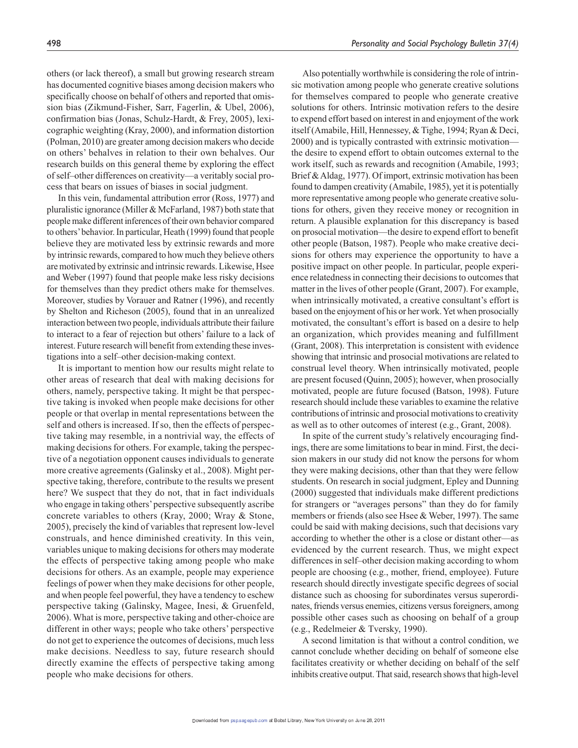others (or lack thereof), a small but growing research stream has documented cognitive biases among decision makers who specifically choose on behalf of others and reported that omission bias (Zikmund-Fisher, Sarr, Fagerlin, & Ubel, 2006), confirmation bias (Jonas, Schulz-Hardt, & Frey, 2005), lexicographic weighting (Kray, 2000), and information distortion (Polman, 2010) are greater among decision makers who decide on others' behalves in relation to their own behalves. Our research builds on this general theme by exploring the effect of self–other differences on creativity—a veritably social process that bears on issues of biases in social judgment.

In this vein, fundamental attribution error (Ross, 1977) and pluralistic ignorance (Miller & McFarland, 1987) both state that people make different inferences of their own behavior compared to others' behavior. In particular, Heath (1999) found that people believe they are motivated less by extrinsic rewards and more by intrinsic rewards, compared to how much they believe others are motivated by extrinsic and intrinsic rewards. Likewise, Hsee and Weber (1997) found that people make less risky decisions for themselves than they predict others make for themselves. Moreover, studies by Vorauer and Ratner (1996), and recently by Shelton and Richeson (2005), found that in an unrealized interaction between two people, individuals attribute their failure to interact to a fear of rejection but others' failure to a lack of interest. Future research will benefit from extending these investigations into a self–other decision-making context.

It is important to mention how our results might relate to other areas of research that deal with making decisions for others, namely, perspective taking. It might be that perspective taking is invoked when people make decisions for other people or that overlap in mental representations between the self and others is increased. If so, then the effects of perspective taking may resemble, in a nontrivial way, the effects of making decisions for others. For example, taking the perspective of a negotiation opponent causes individuals to generate more creative agreements (Galinsky et al., 2008). Might perspective taking, therefore, contribute to the results we present here? We suspect that they do not, that in fact individuals who engage in taking others' perspective subsequently ascribe concrete variables to others (Kray, 2000; Wray & Stone, 2005), precisely the kind of variables that represent low-level construals, and hence diminished creativity. In this vein, variables unique to making decisions for others may moderate the effects of perspective taking among people who make decisions for others. As an example, people may experience feelings of power when they make decisions for other people, and when people feel powerful, they have a tendency to eschew perspective taking (Galinsky, Magee, Inesi, & Gruenfeld, 2006). What is more, perspective taking and other-choice are different in other ways; people who take others' perspective do not get to experience the outcomes of decisions, much less make decisions. Needless to say, future research should directly examine the effects of perspective taking among people who make decisions for others.

Also potentially worthwhile is considering the role of intrinsic motivation among people who generate creative solutions for themselves compared to people who generate creative solutions for others. Intrinsic motivation refers to the desire to expend effort based on interest in and enjoyment of the work itself (Amabile, Hill, Hennessey, & Tighe, 1994; Ryan & Deci, 2000) and is typically contrasted with extrinsic motivation—the desire to expend effort to obtain outcomes external to the work itself, such as rewards and recognition (Amabile, 1993; Brief & Aldag, 1977). Of import, extrinsic motivation has been found to dampen creativity (Amabile, 1985), yet it is potentially more representative among people who generate creative solutions for others, given they receive money or recognition in return. A plausible explanation for this discrepancy is based on prosocial motivation—the desire to expend effort to benefit other people (Batson, 1987). People who make creative decisions for others may experience the opportunity to have a positive impact on other people. In particular, people experience relatedness in connecting their decisions to outcomes that matter in the lives of other people (Grant, 2007). For example, when intrinsically motivated, a creative consultant's effort is based on the enjoyment of his or her work. Yet when prosocially motivated, the consultant's effort is based on a desire to help an organization, which provides meaning and fulfillment (Grant, 2008). This interpretation is consistent with evidence showing that intrinsic and prosocial motivations are related to construal level theory. When intrinsically motivated, people are present focused (Quinn, 2005); however, when prosocially motivated, people are future focused (Batson, 1998). Future research should include these variables to examine the relative contributions of intrinsic and prosocial motivations to creativity as well as to other outcomes of interest (e.g., Grant, 2008).

In spite of the current study's relatively encouraging findings, there are some limitations to bear in mind. First, the decision makers in our study did not know the persons for whom they were making decisions, other than that they were fellow students. On research in social judgment, Epley and Dunning (2000) suggested that individuals make different predictions for strangers or "averages persons" than they do for family members or friends (also see Hsee & Weber, 1997). The same could be said with making decisions, such that decisions vary according to whether the other is a close or distant other—as evidenced by the current research. Thus, we might expect differences in self–other decision making according to whom people are choosing (e.g., mother, friend, employee). Future research should directly investigate specific degrees of social distance such as choosing for subordinates versus superordinates, friends versus enemies, citizens versus foreigners, among possible other cases such as choosing on behalf of a group (e.g., Redelmeier & Tversky, 1990).

A second limitation is that without a control condition, we cannot conclude whether deciding on behalf of someone else facilitates creativity or whether deciding on behalf of the self inhibits creative output. That said, research shows that high-level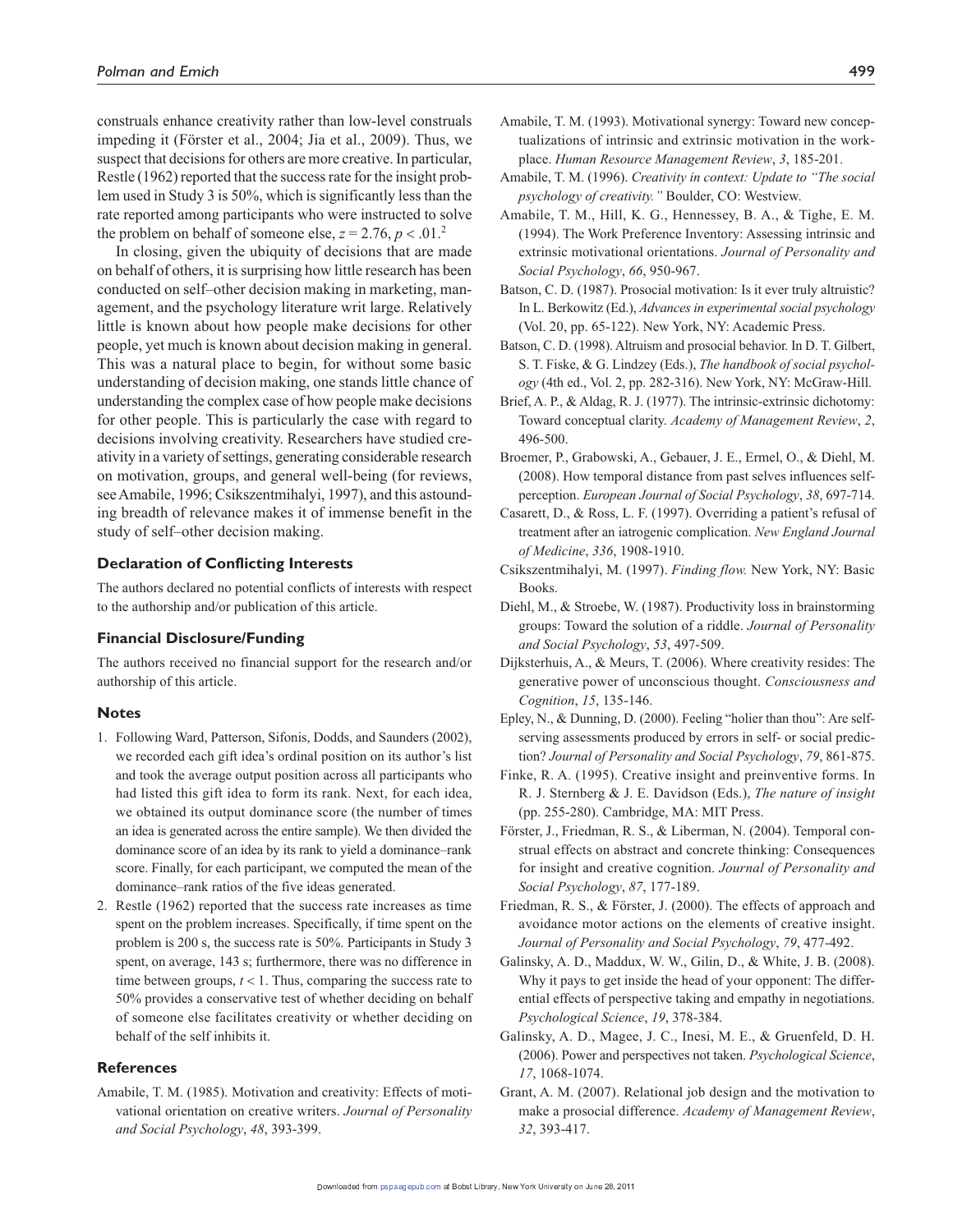construals enhance creativity rather than low-level construals impeding it (Förster et al., 2004; Jia et al., 2009). Thus, we suspect that decisions for others are more creative. In particular, Restle (1962) reported that the success rate for the insight problem used in Study 3 is 50%, which is significantly less than the rate reported among participants who were instructed to solve the problem on behalf of someone else, $z = 2.76$, $p < .01$.[2]

In closing, given the ubiquity of decisions that are made on behalf of others, it is surprising how little research has been conducted on self–other decision making in marketing, management, and the psychology literature writ large. Relatively little is known about how people make decisions for other people, yet much is known about decision making in general. This was a natural place to begin, for without some basic understanding of decision making, one stands little chance of understanding the complex case of how people make decisions for other people. This is particularly the case with regard to decisions involving creativity. Researchers have studied creativity in a variety of settings, generating considerable research on motivation, groups, and general well-being (for reviews, see Amabile, 1996; Csikszentmihalyi, 1997), and this astounding breadth of relevance makes it of immense benefit in the study of self–other decision making.

## Declaration of Conflicting Interests

The authors declared no potential conflicts of interests with respect to the authorship and/or publication of this article.

## Financial Disclosure/Funding

The authors received no financial support for the research and/or authorship of this article.

## Notes

1. Following Ward, Patterson, Sifonis, Dodds, and Saunders (2002), we recorded each gift idea's ordinal position on its author's list and took the average output position across all participants who had listed this gift idea to form its rank. Next, for each idea, we obtained its output dominance score (the number of times an idea is generated across the entire sample). We then divided the dominance score of an idea by its rank to yield a dominance–rank score. Finally, for each participant, we computed the mean of the dominance–rank ratios of the five ideas generated.
2. Restle (1962) reported that the success rate increases as time spent on the problem increases. Specifically, if time spent on the problem is 200 s, the success rate is 50%. Participants in Study 3 spent, on average, 143 s; furthermore, there was no difference in time between groups, $t < 1$. Thus, comparing the success rate to 50% provides a conservative test of whether deciding on behalf of someone else facilitates creativity or whether deciding on behalf of the self inhibits it.

## References

Amabile, T. M. (1985). Motivation and creativity: Effects of motivational orientation on creative writers. *Journal of Personality and Social Psychology*, *48*, 393-399.

Amabile, T. M. (1993). Motivational synergy: Toward new conceptualizations of intrinsic and extrinsic motivation in the workplace. *Human Resource Management Review*, *3*, 185-201.

Amabile, T. M. (1996). *Creativity in context: Update to "The social psychology of creativity."* Boulder, CO: Westview.

Amabile, T. M., Hill, K. G., Hennessey, B. A., & Tighe, E. M. (1994). The Work Preference Inventory: Assessing intrinsic and extrinsic motivational orientations. *Journal of Personality and Social Psychology*, *66*, 950-967.

Batson, C. D. (1987). Prosocial motivation: Is it ever truly altruistic? In L. Berkowitz (Ed.), *Advances in experimental social psychology* (Vol. 20, pp. 65-122). New York, NY: Academic Press.

Batson, C. D. (1998). Altruism and prosocial behavior. In D. T. Gilbert, S. T. Fiske, & G. Lindzey (Eds.), *The handbook of social psychology* (4th ed., Vol. 2, pp. 282-316). New York, NY: McGraw-Hill.

Brief, A. P., & Aldag, R. J. (1977). The intrinsic-extrinsic dichotomy: Toward conceptual clarity. *Academy of Management Review*, *2*, 496-500.

Broemer, P., Grabowski, A., Gebauer, J. E., Ermel, O., & Diehl, M. (2008). How temporal distance from past selves influences self-perception. *European Journal of Social Psychology*, *38*, 697-714.

Casarett, D., & Ross, L. F. (1997). Overriding a patient's refusal of treatment after an iatrogenic complication. *New England Journal of Medicine*, *336*, 1908-1910.

Csikszentmihalyi, M. (1997). *Finding flow.* New York, NY: Basic Books.

Diehl, M., & Stroebe, W. (1987). Productivity loss in brainstorming groups: Toward the solution of a riddle. *Journal of Personality and Social Psychology*, *53*, 497-509.

Dijksterhuis, A., & Meurs, T. (2006). Where creativity resides: The generative power of unconscious thought. *Consciousness and Cognition*, *15*, 135-146.

Epley, N., & Dunning, D. (2000). Feeling "holier than thou": Are self-serving assessments produced by errors in self- or social prediction? *Journal of Personality and Social Psychology*, *79*, 861-875.

Finke, R. A. (1995). Creative insight and preinventive forms. In R. J. Sternberg & J. E. Davidson (Eds.), *The nature of insight* (pp. 255-280). Cambridge, MA: MIT Press.

Förster, J., Friedman, R. S., & Liberman, N. (2004). Temporal construal effects on abstract and concrete thinking: Consequences for insight and creative cognition. *Journal of Personality and Social Psychology*, *87*, 177-189.

Friedman, R. S., & Förster, J. (2000). The effects of approach and avoidance motor actions on the elements of creative insight. *Journal of Personality and Social Psychology*, *79*, 477-492.

Galinsky, A. D., Maddux, W. W., Gilin, D., & White, J. B. (2008). Why it pays to get inside the head of your opponent: The differential effects of perspective taking and empathy in negotiations. *Psychological Science*, *19*, 378-384.

Galinsky, A. D., Magee, J. C., Inesi, M. E., & Gruenfeld, D. H. (2006). Power and perspectives not taken. *Psychological Science*, *17*, 1068-1074.

Grant, A. M. (2007). Relational job design and the motivation to make a prosocial difference. *Academy of Management Review*, *32*, 393-417.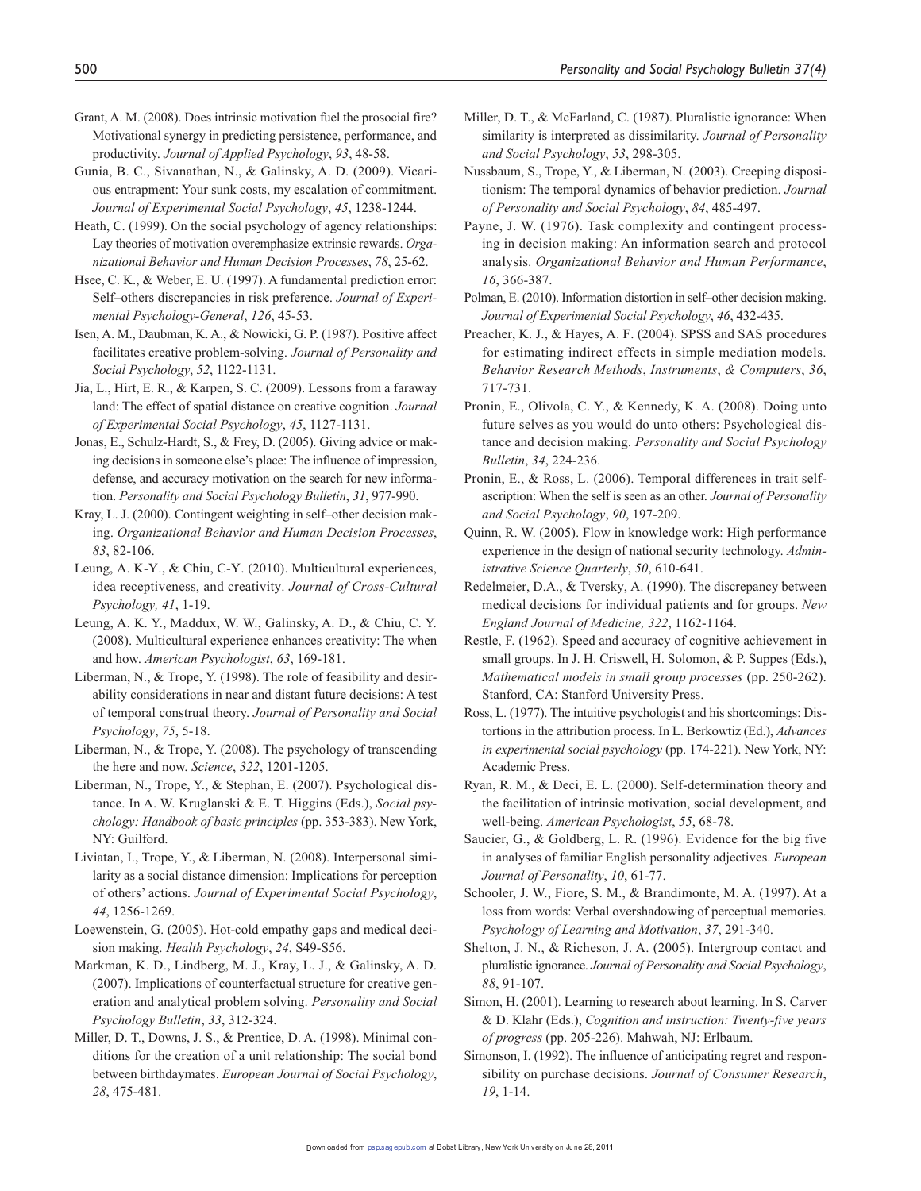Grant, A. M. (2008). Does intrinsic motivation fuel the prosocial fire? Motivational synergy in predicting persistence, performance, and productivity. *Journal of Applied Psychology*, *93*, 48-58.

Gunia, B. C., Sivanathan, N., & Galinsky, A. D. (2009). Vicarious entrapment: Your sunk costs, my escalation of commitment. *Journal of Experimental Social Psychology*, *45*, 1238-1244.

Heath, C. (1999). On the social psychology of agency relationships: Lay theories of motivation overemphasize extrinsic rewards. *Organizational Behavior and Human Decision Processes*, *78*, 25-62.

Hsee, C. K., & Weber, E. U. (1997). A fundamental prediction error: Self–others discrepancies in risk preference. *Journal of Experimental Psychology-General*, *126*, 45-53.

Isen, A. M., Daubman, K. A., & Nowicki, G. P. (1987). Positive affect facilitates creative problem-solving. *Journal of Personality and Social Psychology*, *52*, 1122-1131.

Jia, L., Hirt, E. R., & Karpen, S. C. (2009). Lessons from a faraway land: The effect of spatial distance on creative cognition. *Journal of Experimental Social Psychology*, *45*, 1127-1131.

Jonas, E., Schulz-Hardt, S., & Frey, D. (2005). Giving advice or making decisions in someone else's place: The influence of impression, defense, and accuracy motivation on the search for new information. *Personality and Social Psychology Bulletin*, *31*, 977-990.

Kray, L. J. (2000). Contingent weighting in self–other decision making. *Organizational Behavior and Human Decision Processes*, *83*, 82-106.

Leung, A. K-Y., & Chiu, C-Y. (2010). Multicultural experiences, idea receptiveness, and creativity. *Journal of Cross-Cultural Psychology, 41*, 1-19.

Leung, A. K. Y., Maddux, W. W., Galinsky, A. D., & Chiu, C. Y. (2008). Multicultural experience enhances creativity: The when and how. *American Psychologist*, *63*, 169-181.

Liberman, N., & Trope, Y. (1998). The role of feasibility and desirability considerations in near and distant future decisions: A test of temporal construal theory. *Journal of Personality and Social Psychology*, *75*, 5-18.

Liberman, N., & Trope, Y. (2008). The psychology of transcending the here and now. *Science*, *322*, 1201-1205.

Liberman, N., Trope, Y., & Stephan, E. (2007). Psychological distance. In A. W. Kruglanski & E. T. Higgins (Eds.), *Social psychology: Handbook of basic principles* (pp. 353-383). New York, NY: Guilford.

Liviatan, I., Trope, Y., & Liberman, N. (2008). Interpersonal similarity as a social distance dimension: Implications for perception of others' actions. *Journal of Experimental Social Psychology*, *44*, 1256-1269.

Loewenstein, G. (2005). Hot-cold empathy gaps and medical decision making. *Health Psychology*, *24*, S49-S56.

Markman, K. D., Lindberg, M. J., Kray, L. J., & Galinsky, A. D. (2007). Implications of counterfactual structure for creative generation and analytical problem solving. *Personality and Social Psychology Bulletin*, *33*, 312-324.

Miller, D. T., Downs, J. S., & Prentice, D. A. (1998). Minimal conditions for the creation of a unit relationship: The social bond between birthdaymates. *European Journal of Social Psychology*, *28*, 475-481.

Miller, D. T., & McFarland, C. (1987). Pluralistic ignorance: When similarity is interpreted as dissimilarity. *Journal of Personality and Social Psychology*, *53*, 298-305.

Nussbaum, S., Trope, Y., & Liberman, N. (2003). Creeping dispositionism: The temporal dynamics of behavior prediction. *Journal of Personality and Social Psychology*, *84*, 485-497.

Payne, J. W. (1976). Task complexity and contingent processing in decision making: An information search and protocol analysis. *Organizational Behavior and Human Performance*, *16*, 366-387.

Polman, E. (2010). Information distortion in self–other decision making. *Journal of Experimental Social Psychology*, *46*, 432-435.

Preacher, K. J., & Hayes, A. F. (2004). SPSS and SAS procedures for estimating indirect effects in simple mediation models. *Behavior Research Methods*, *Instruments*, *& Computers*, *36*, 717-731.

Pronin, E., Olivola, C. Y., & Kennedy, K. A. (2008). Doing unto future selves as you would do unto others: Psychological distance and decision making. *Personality and Social Psychology Bulletin*, *34*, 224-236.

Pronin, E., & Ross, L. (2006). Temporal differences in trait self-ascription: When the self is seen as an other. *Journal of Personality and Social Psychology*, *90*, 197-209.

Quinn, R. W. (2005). Flow in knowledge work: High performance experience in the design of national security technology. *Administrative Science Quarterly*, *50*, 610-641.

Redelmeier, D.A., & Tversky, A. (1990). The discrepancy between medical decisions for individual patients and for groups. *New England Journal of Medicine, 322*, 1162-1164.

Restle, F. (1962). Speed and accuracy of cognitive achievement in small groups. In J. H. Criswell, H. Solomon, & P. Suppes (Eds.), *Mathematical models in small group processes* (pp. 250-262). Stanford, CA: Stanford University Press.

Ross, L. (1977). The intuitive psychologist and his shortcomings: Distortions in the attribution process. In L. Berkowtiz (Ed.), *Advances in experimental social psychology* (pp. 174-221). New York, NY: Academic Press.

Ryan, R. M., & Deci, E. L. (2000). Self-determination theory and the facilitation of intrinsic motivation, social development, and well-being. *American Psychologist*, *55*, 68-78.

Saucier, G., & Goldberg, L. R. (1996). Evidence for the big five in analyses of familiar English personality adjectives. *European Journal of Personality*, *10*, 61-77.

Schooler, J. W., Fiore, S. M., & Brandimonte, M. A. (1997). At a loss from words: Verbal overshadowing of perceptual memories. *Psychology of Learning and Motivation*, *37*, 291-340.

Shelton, J. N., & Richeson, J. A. (2005). Intergroup contact and pluralistic ignorance. *Journal of Personality and Social Psychology*, *88*, 91-107.

Simon, H. (2001). Learning to research about learning. In S. Carver & D. Klahr (Eds.), *Cognition and instruction: Twenty-five years of progress* (pp. 205-226). Mahwah, NJ: Erlbaum.

Simonson, I. (1992). The influence of anticipating regret and responsibility on purchase decisions. *Journal of Consumer Research*, *19*, 1-14.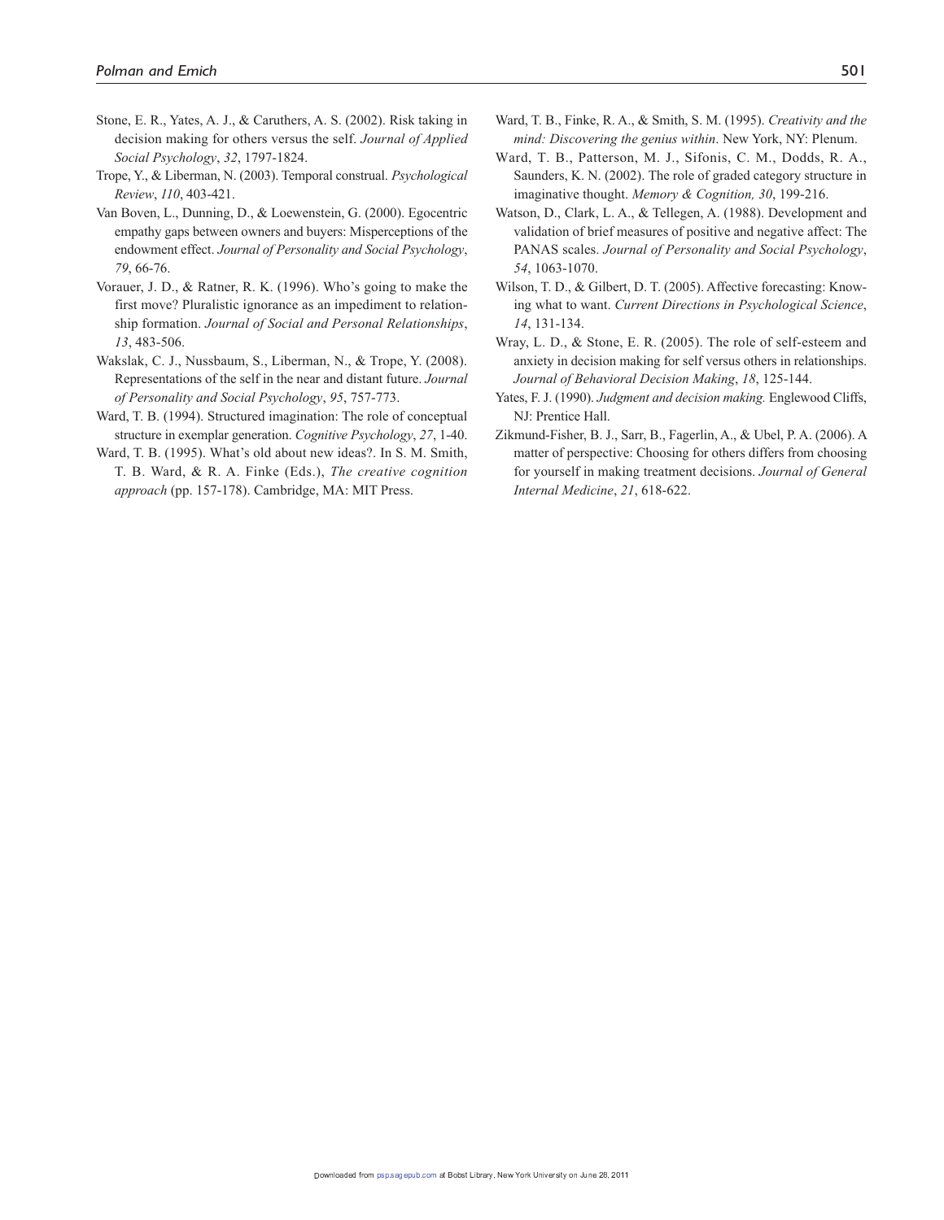Stone, E. R., Yates, A. J., & Caruthers, A. S. (2002). Risk taking in decision making for others versus the self. *Journal of Applied Social Psychology*, *32*, 1797-1824.

Trope, Y., & Liberman, N. (2003). Temporal construal. *Psychological Review*, *110*, 403-421.

Van Boven, L., Dunning, D., & Loewenstein, G. (2000). Egocentric empathy gaps between owners and buyers: Misperceptions of the endowment effect. *Journal of Personality and Social Psychology*, *79*, 66-76.

Vorauer, J. D., & Ratner, R. K. (1996). Who's going to make the first move? Pluralistic ignorance as an impediment to relationship formation. *Journal of Social and Personal Relationships*, *13*, 483-506.

Wakslak, C. J., Nussbaum, S., Liberman, N., & Trope, Y. (2008). Representations of the self in the near and distant future. *Journal of Personality and Social Psychology*, *95*, 757-773.

Ward, T. B. (1994). Structured imagination: The role of conceptual structure in exemplar generation. *Cognitive Psychology*, *27*, 1-40.

Ward, T. B. (1995). What's old about new ideas?. In S. M. Smith, T. B. Ward, & R. A. Finke (Eds.), *The creative cognition approach* (pp. 157-178). Cambridge, MA: MIT Press.

Ward, T. B., Finke, R. A., & Smith, S. M. (1995). *Creativity and the mind: Discovering the genius within*. New York, NY: Plenum.

Ward, T. B., Patterson, M. J., Sifonis, C. M., Dodds, R. A., Saunders, K. N. (2002). The role of graded category structure in imaginative thought. *Memory & Cognition, 30*, 199-216.

Watson, D., Clark, L. A., & Tellegen, A. (1988). Development and validation of brief measures of positive and negative affect: The PANAS scales. *Journal of Personality and Social Psychology*, *54*, 1063-1070.

Wilson, T. D., & Gilbert, D. T. (2005). Affective forecasting: Knowing what to want. *Current Directions in Psychological Science*, *14*, 131-134.

Wray, L. D., & Stone, E. R. (2005). The role of self-esteem and anxiety in decision making for self versus others in relationships. *Journal of Behavioral Decision Making*, *18*, 125-144.

Yates, F. J. (1990). *Judgment and decision making.* Englewood Cliffs, NJ: Prentice Hall.

Zikmund-Fisher, B. J., Sarr, B., Fagerlin, A., & Ubel, P. A. (2006). A matter of perspective: Choosing for others differs from choosing for yourself in making treatment decisions. *Journal of General Internal Medicine*, *21*, 618-622.